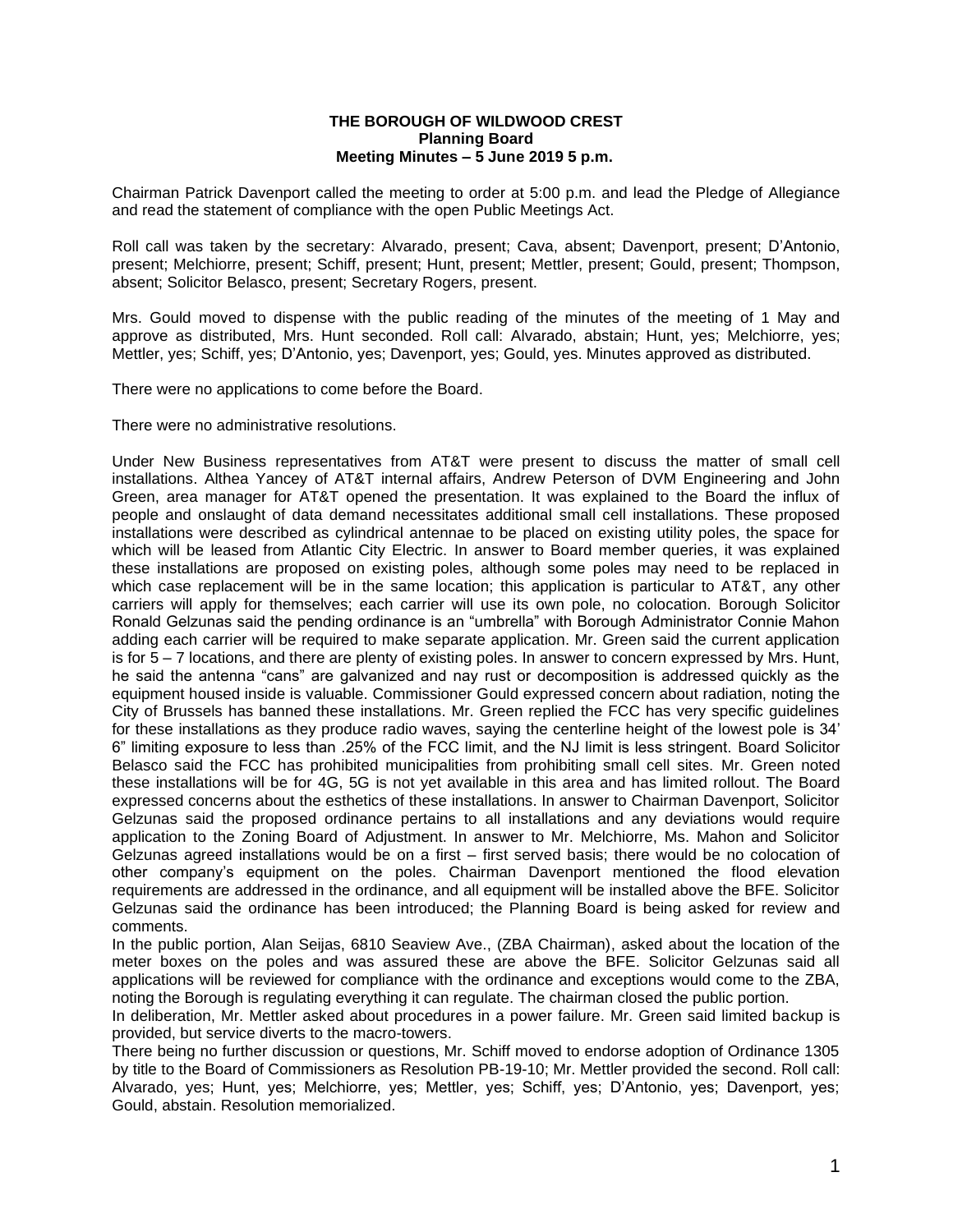**THE BOROUGH OF WILDWOOD CREST**
**Planning Board**
**Meeting Minutes – 5 June 2019 5 p.m.**

Chairman Patrick Davenport called the meeting to order at 5:00 p.m. and lead the Pledge of Allegiance and read the statement of compliance with the open Public Meetings Act.

Roll call was taken by the secretary: Alvarado, present; Cava, absent; Davenport, present; D'Antonio, present; Melchiorre, present; Schiff, present; Hunt, present; Mettler, present; Gould, present; Thompson, absent; Solicitor Belasco, present; Secretary Rogers, present.

Mrs. Gould moved to dispense with the public reading of the minutes of the meeting of 1 May and approve as distributed, Mrs. Hunt seconded. Roll call: Alvarado, abstain; Hunt, yes; Melchiorre, yes; Mettler, yes; Schiff, yes; D'Antonio, yes; Davenport, yes; Gould, yes. Minutes approved as distributed.

There were no applications to come before the Board.

There were no administrative resolutions.

Under New Business representatives from AT&T were present to discuss the matter of small cell installations. Althea Yancey of AT&T internal affairs, Andrew Peterson of DVM Engineering and John Green, area manager for AT&T opened the presentation. It was explained to the Board the influx of people and onslaught of data demand necessitates additional small cell installations. These proposed installations were described as cylindrical antennae to be placed on existing utility poles, the space for which will be leased from Atlantic City Electric. In answer to Board member queries, it was explained these installations are proposed on existing poles, although some poles may need to be replaced in which case replacement will be in the same location; this application is particular to AT&T, any other carriers will apply for themselves; each carrier will use its own pole, no colocation. Borough Solicitor Ronald Gelzunas said the pending ordinance is an "umbrella" with Borough Administrator Connie Mahon adding each carrier will be required to make separate application. Mr. Green said the current application is for 5 – 7 locations, and there are plenty of existing poles. In answer to concern expressed by Mrs. Hunt, he said the antenna "cans" are galvanized and nay rust or decomposition is addressed quickly as the equipment housed inside is valuable. Commissioner Gould expressed concern about radiation, noting the City of Brussels has banned these installations. Mr. Green replied the FCC has very specific guidelines for these installations as they produce radio waves, saying the centerline height of the lowest pole is 34' 6" limiting exposure to less than .25% of the FCC limit, and the NJ limit is less stringent. Board Solicitor Belasco said the FCC has prohibited municipalities from prohibiting small cell sites. Mr. Green noted these installations will be for 4G, 5G is not yet available in this area and has limited rollout. The Board expressed concerns about the esthetics of these installations. In answer to Chairman Davenport, Solicitor Gelzunas said the proposed ordinance pertains to all installations and any deviations would require application to the Zoning Board of Adjustment. In answer to Mr. Melchiorre, Ms. Mahon and Solicitor Gelzunas agreed installations would be on a first – first served basis; there would be no colocation of other company's equipment on the poles. Chairman Davenport mentioned the flood elevation requirements are addressed in the ordinance, and all equipment will be installed above the BFE. Solicitor Gelzunas said the ordinance has been introduced; the Planning Board is being asked for review and comments.

In the public portion, Alan Seijas, 6810 Seaview Ave., (ZBA Chairman), asked about the location of the meter boxes on the poles and was assured these are above the BFE. Solicitor Gelzunas said all applications will be reviewed for compliance with the ordinance and exceptions would come to the ZBA, noting the Borough is regulating everything it can regulate. The chairman closed the public portion.

In deliberation, Mr. Mettler asked about procedures in a power failure. Mr. Green said limited backup is provided, but service diverts to the macro-towers.

There being no further discussion or questions, Mr. Schiff moved to endorse adoption of Ordinance 1305 by title to the Board of Commissioners as Resolution PB-19-10; Mr. Mettler provided the second. Roll call: Alvarado, yes; Hunt, yes; Melchiorre, yes; Mettler, yes; Schiff, yes; D'Antonio, yes; Davenport, yes; Gould, abstain. Resolution memorialized.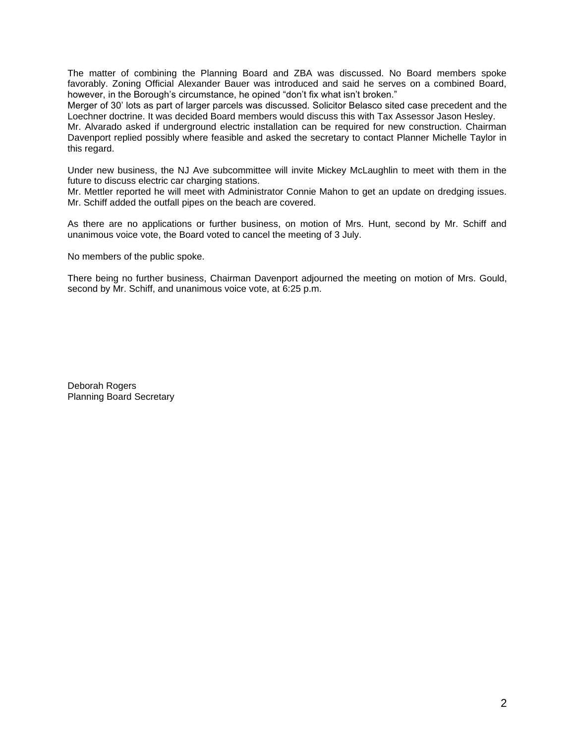The matter of combining the Planning Board and ZBA was discussed. No Board members spoke favorably. Zoning Official Alexander Bauer was introduced and said he serves on a combined Board, however, in the Borough's circumstance, he opined "don't fix what isn't broken."

Merger of 30' lots as part of larger parcels was discussed. Solicitor Belasco sited case precedent and the Loechner doctrine. It was decided Board members would discuss this with Tax Assessor Jason Hesley.

Mr. Alvarado asked if underground electric installation can be required for new construction. Chairman Davenport replied possibly where feasible and asked the secretary to contact Planner Michelle Taylor in this regard.

Under new business, the NJ Ave subcommittee will invite Mickey McLaughlin to meet with them in the future to discuss electric car charging stations.

Mr. Mettler reported he will meet with Administrator Connie Mahon to get an update on dredging issues. Mr. Schiff added the outfall pipes on the beach are covered.

As there are no applications or further business, on motion of Mrs. Hunt, second by Mr. Schiff and unanimous voice vote, the Board voted to cancel the meeting of 3 July.

No members of the public spoke.

There being no further business, Chairman Davenport adjourned the meeting on motion of Mrs. Gould, second by Mr. Schiff, and unanimous voice vote, at 6:25 p.m.

Deborah Rogers
Planning Board Secretary